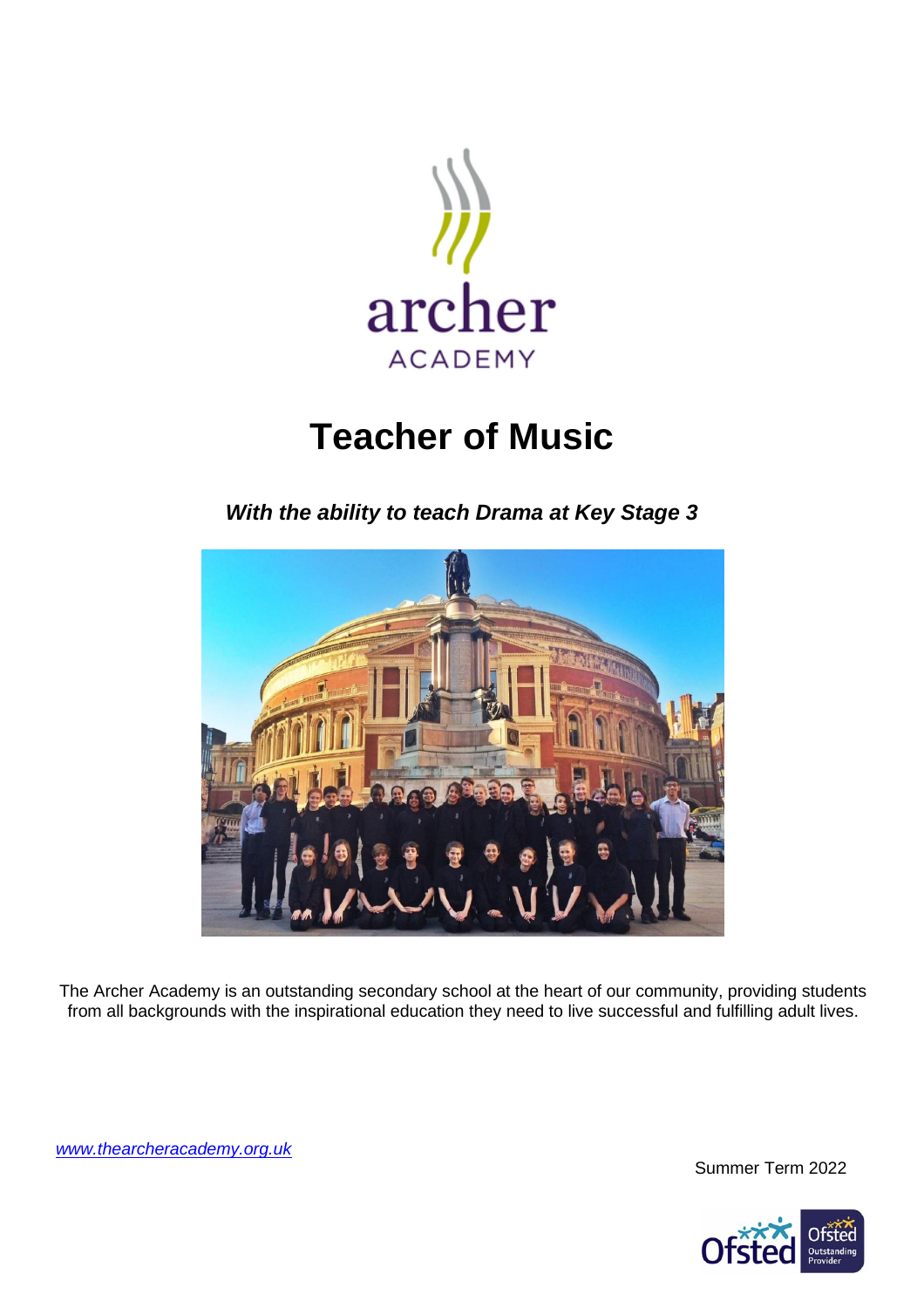archer
ACADEMY

# Teacher of Music

***With the ability to teach Drama at Key Stage 3***

The Archer Academy is an outstanding secondary school at the heart of our community, providing students from all backgrounds with the inspirational education they need to live successful and fulfilling adult lives.

[www.thearcheracademy.org.uk](http://www.thearcheracademy.org.uk)

Summer Term 2022

Ofsted Outstanding Provider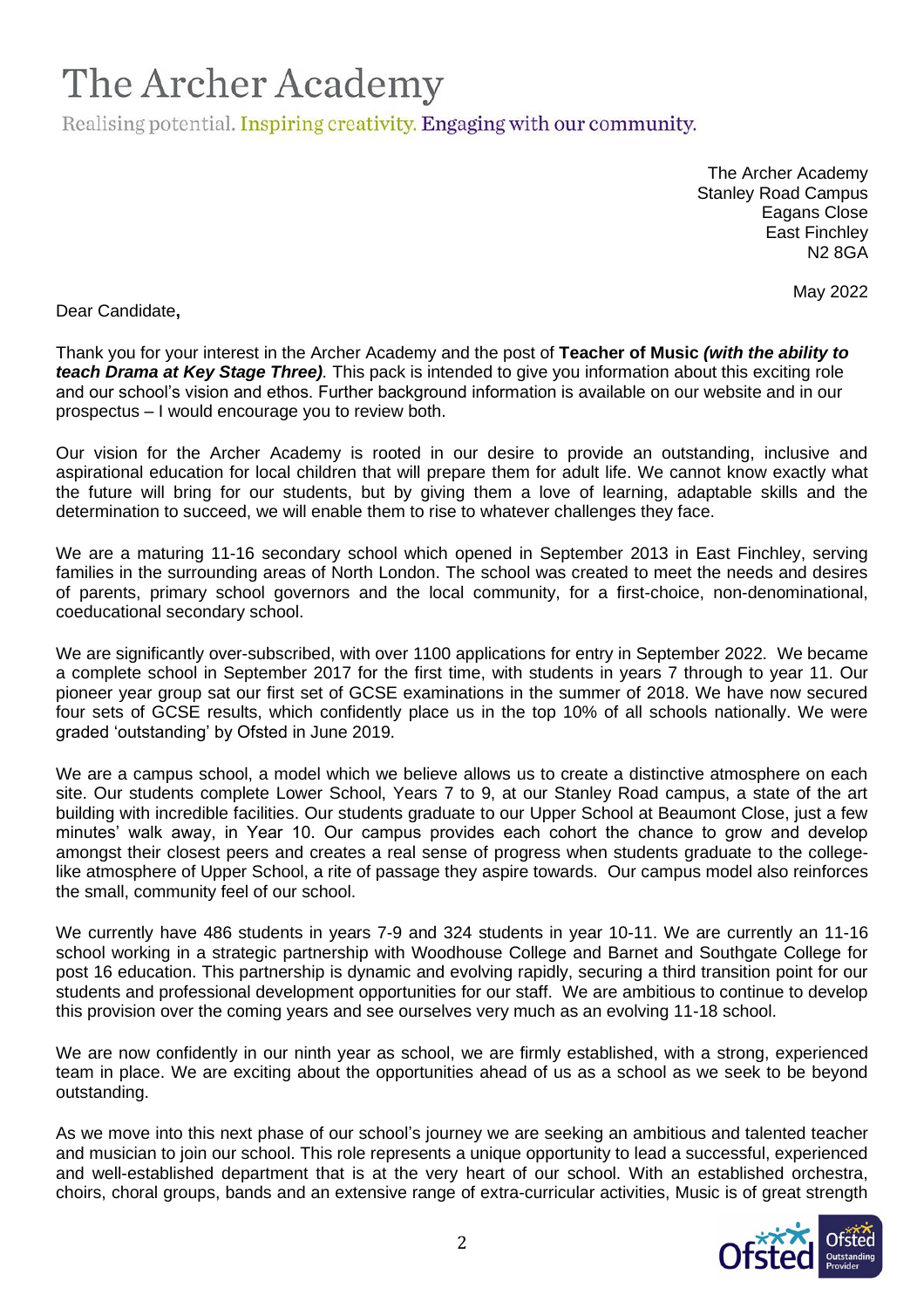# The Archer Academy

Realising potential. Inspiring creativity. Engaging with our community.

The Archer Academy
Stanley Road Campus
Eagans Close
East Finchley
N2 8GA

May 2022

Dear Candidate**,**

Thank you for your interest in the Archer Academy and the post of **Teacher of Music** ***(with the ability to teach Drama at Key Stage Three)***. This pack is intended to give you information about this exciting role and our school's vision and ethos. Further background information is available on our website and in our prospectus – I would encourage you to review both.

Our vision for the Archer Academy is rooted in our desire to provide an outstanding, inclusive and aspirational education for local children that will prepare them for adult life. We cannot know exactly what the future will bring for our students, but by giving them a love of learning, adaptable skills and the determination to succeed, we will enable them to rise to whatever challenges they face.

We are a maturing 11-16 secondary school which opened in September 2013 in East Finchley, serving families in the surrounding areas of North London. The school was created to meet the needs and desires of parents, primary school governors and the local community, for a first-choice, non-denominational, coeducational secondary school.

We are significantly over-subscribed, with over 1100 applications for entry in September 2022. We became a complete school in September 2017 for the first time, with students in years 7 through to year 11. Our pioneer year group sat our first set of GCSE examinations in the summer of 2018. We have now secured four sets of GCSE results, which confidently place us in the top 10% of all schools nationally. We were graded 'outstanding' by Ofsted in June 2019.

We are a campus school, a model which we believe allows us to create a distinctive atmosphere on each site. Our students complete Lower School, Years 7 to 9, at our Stanley Road campus, a state of the art building with incredible facilities. Our students graduate to our Upper School at Beaumont Close, just a few minutes' walk away, in Year 10. Our campus provides each cohort the chance to grow and develop amongst their closest peers and creates a real sense of progress when students graduate to the college-like atmosphere of Upper School, a rite of passage they aspire towards. Our campus model also reinforces the small, community feel of our school.

We currently have 486 students in years 7-9 and 324 students in year 10-11. We are currently an 11-16 school working in a strategic partnership with Woodhouse College and Barnet and Southgate College for post 16 education. This partnership is dynamic and evolving rapidly, securing a third transition point for our students and professional development opportunities for our staff. We are ambitious to continue to develop this provision over the coming years and see ourselves very much as an evolving 11-18 school.

We are now confidently in our ninth year as school, we are firmly established, with a strong, experienced team in place. We are exciting about the opportunities ahead of us as a school as we seek to be beyond outstanding.

As we move into this next phase of our school's journey we are seeking an ambitious and talented teacher and musician to join our school. This role represents a unique opportunity to lead a successful, experienced and well-established department that is at the very heart of our school. With an established orchestra, choirs, choral groups, bands and an extensive range of extra-curricular activities, Music is of great strength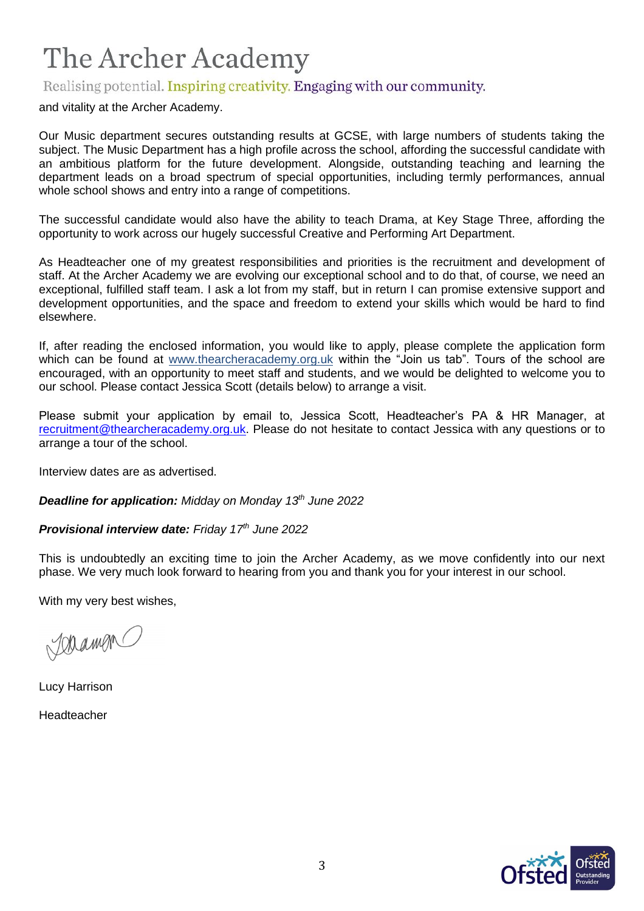and vitality at the Archer Academy.

Our Music department secures outstanding results at GCSE, with large numbers of students taking the subject. The Music Department has a high profile across the school, affording the successful candidate with an ambitious platform for the future development. Alongside, outstanding teaching and learning the department leads on a broad spectrum of special opportunities, including termly performances, annual whole school shows and entry into a range of competitions.

The successful candidate would also have the ability to teach Drama, at Key Stage Three, affording the opportunity to work across our hugely successful Creative and Performing Art Department.

As Headteacher one of my greatest responsibilities and priorities is the recruitment and development of staff. At the Archer Academy we are evolving our exceptional school and to do that, of course, we need an exceptional, fulfilled staff team. I ask a lot from my staff, but in return I can promise extensive support and development opportunities, and the space and freedom to extend your skills which would be hard to find elsewhere.

If, after reading the enclosed information, you would like to apply, please complete the application form which can be found at www.thearcheracademy.org.uk within the "Join us tab". Tours of the school are encouraged, with an opportunity to meet staff and students, and we would be delighted to welcome you to our school. Please contact Jessica Scott (details below) to arrange a visit.

Please submit your application by email to, Jessica Scott, Headteacher's PA & HR Manager, at recruitment@thearcheracademy.org.uk. Please do not hesitate to contact Jessica with any questions or to arrange a tour of the school.

Interview dates are as advertised.

***Deadline for application:*** *Midday on Monday 13th June 2022*

***Provisional interview date:*** *Friday 17th June 2022*

This is undoubtedly an exciting time to join the Archer Academy, as we move confidently into our next phase. We very much look forward to hearing from you and thank you for your interest in our school.

With my very best wishes,

Lucy Harrison

Headteacher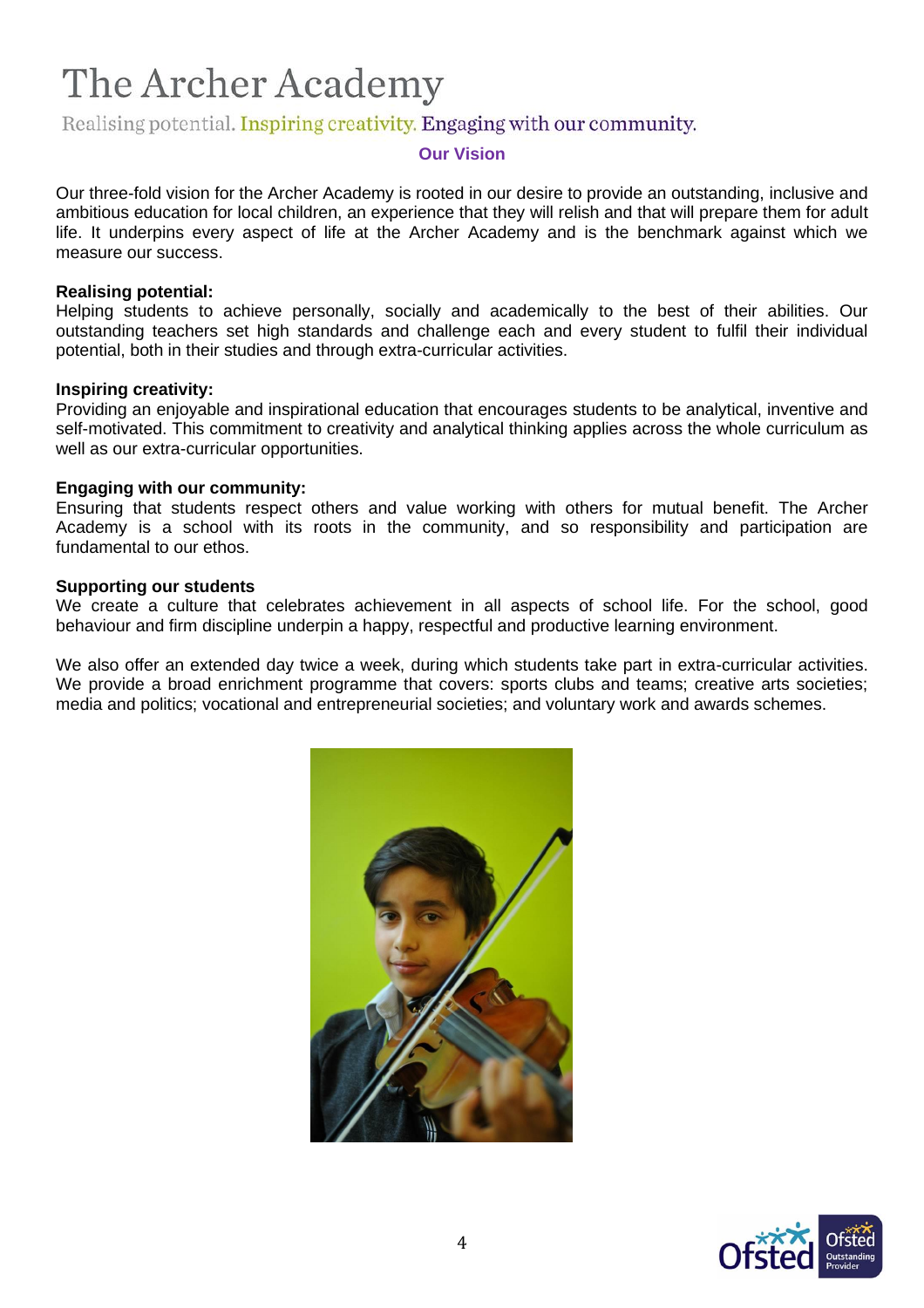# The Archer Academy

Realising potential. Inspiring creativity. Engaging with our community.

## Our Vision

Our three-fold vision for the Archer Academy is rooted in our desire to provide an outstanding, inclusive and ambitious education for local children, an experience that they will relish and that will prepare them for adult life. It underpins every aspect of life at the Archer Academy and is the benchmark against which we measure our success.

**Realising potential:**
Helping students to achieve personally, socially and academically to the best of their abilities. Our outstanding teachers set high standards and challenge each and every student to fulfil their individual potential, both in their studies and through extra-curricular activities.

**Inspiring creativity:**
Providing an enjoyable and inspirational education that encourages students to be analytical, inventive and self-motivated. This commitment to creativity and analytical thinking applies across the whole curriculum as well as our extra-curricular opportunities.

**Engaging with our community:**
Ensuring that students respect others and value working with others for mutual benefit. The Archer Academy is a school with its roots in the community, and so responsibility and participation are fundamental to our ethos.

**Supporting our students**
We create a culture that celebrates achievement in all aspects of school life. For the school, good behaviour and firm discipline underpin a happy, respectful and productive learning environment.

We also offer an extended day twice a week, during which students take part in extra-curricular activities. We provide a broad enrichment programme that covers: sports clubs and teams; creative arts societies; media and politics; vocational and entrepreneurial societies; and voluntary work and awards schemes.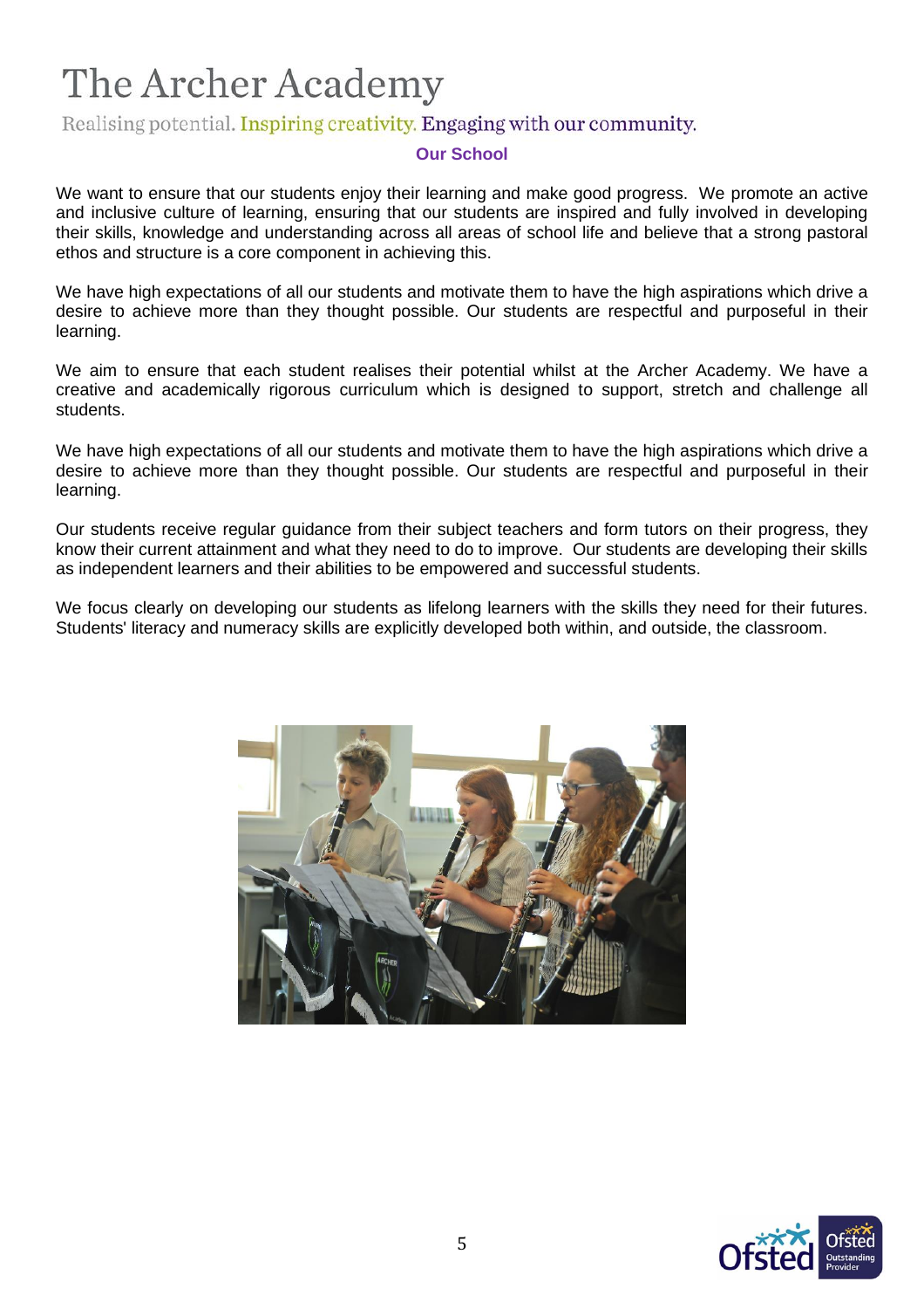# The Archer Academy

Realising potential. Inspiring creativity. Engaging with our community.

## Our School

We want to ensure that our students enjoy their learning and make good progress. We promote an active and inclusive culture of learning, ensuring that our students are inspired and fully involved in developing their skills, knowledge and understanding across all areas of school life and believe that a strong pastoral ethos and structure is a core component in achieving this.

We have high expectations of all our students and motivate them to have the high aspirations which drive a desire to achieve more than they thought possible. Our students are respectful and purposeful in their learning.

We aim to ensure that each student realises their potential whilst at the Archer Academy. We have a creative and academically rigorous curriculum which is designed to support, stretch and challenge all students.

We have high expectations of all our students and motivate them to have the high aspirations which drive a desire to achieve more than they thought possible. Our students are respectful and purposeful in their learning.

Our students receive regular guidance from their subject teachers and form tutors on their progress, they know their current attainment and what they need to do to improve. Our students are developing their skills as independent learners and their abilities to be empowered and successful students.

We focus clearly on developing our students as lifelong learners with the skills they need for their futures. Students' literacy and numeracy skills are explicitly developed both within, and outside, the classroom.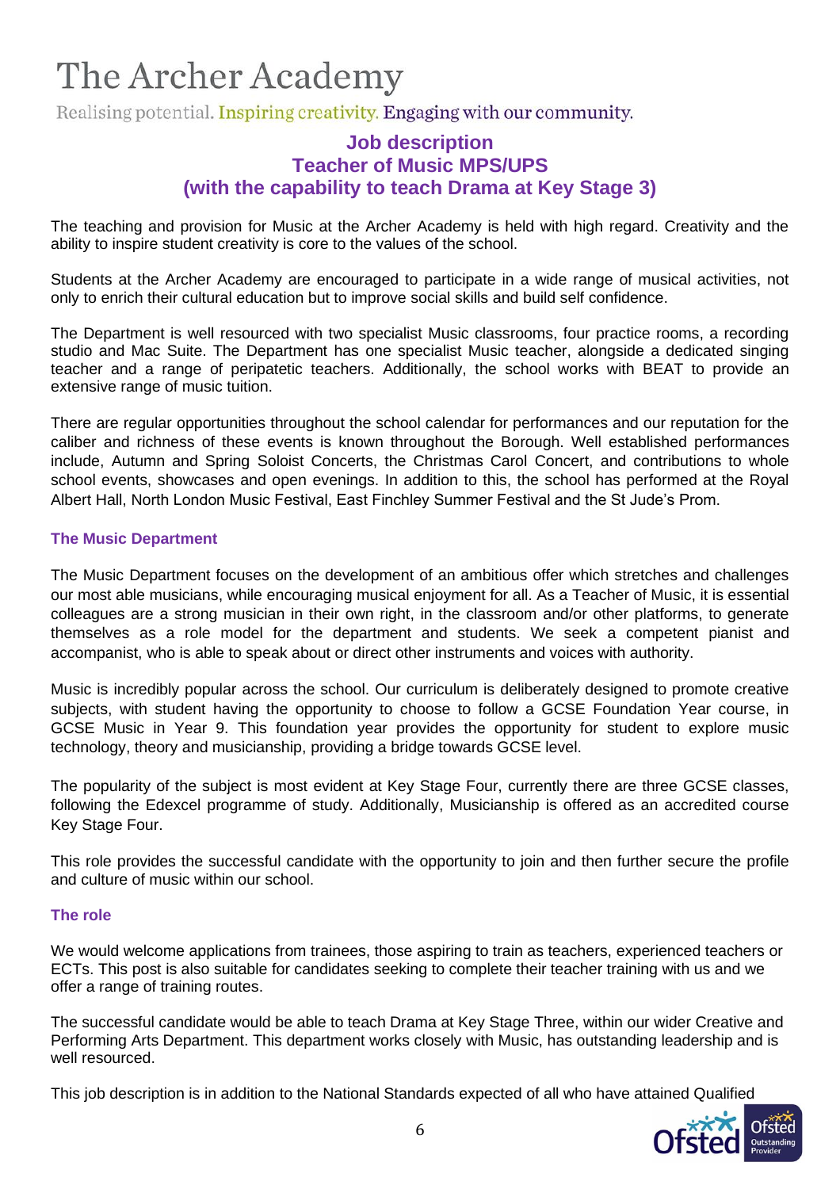# The Archer Academy

Realising potential. Inspiring creativity. Engaging with our community.

## Job description
## Teacher of Music MPS/UPS
## (with the capability to teach Drama at Key Stage 3)

The teaching and provision for Music at the Archer Academy is held with high regard. Creativity and the ability to inspire student creativity is core to the values of the school.

Students at the Archer Academy are encouraged to participate in a wide range of musical activities, not only to enrich their cultural education but to improve social skills and build self confidence.

The Department is well resourced with two specialist Music classrooms, four practice rooms, a recording studio and Mac Suite. The Department has one specialist Music teacher, alongside a dedicated singing teacher and a range of peripatetic teachers. Additionally, the school works with BEAT to provide an extensive range of music tuition.

There are regular opportunities throughout the school calendar for performances and our reputation for the caliber and richness of these events is known throughout the Borough. Well established performances include, Autumn and Spring Soloist Concerts, the Christmas Carol Concert, and contributions to whole school events, showcases and open evenings. In addition to this, the school has performed at the Royal Albert Hall, North London Music Festival, East Finchley Summer Festival and the St Jude's Prom.

### The Music Department

The Music Department focuses on the development of an ambitious offer which stretches and challenges our most able musicians, while encouraging musical enjoyment for all. As a Teacher of Music, it is essential colleagues are a strong musician in their own right, in the classroom and/or other platforms, to generate themselves as a role model for the department and students. We seek a competent pianist and accompanist, who is able to speak about or direct other instruments and voices with authority.

Music is incredibly popular across the school. Our curriculum is deliberately designed to promote creative subjects, with student having the opportunity to choose to follow a GCSE Foundation Year course, in GCSE Music in Year 9. This foundation year provides the opportunity for student to explore music technology, theory and musicianship, providing a bridge towards GCSE level.

The popularity of the subject is most evident at Key Stage Four, currently there are three GCSE classes, following the Edexcel programme of study. Additionally, Musicianship is offered as an accredited course Key Stage Four.

This role provides the successful candidate with the opportunity to join and then further secure the profile and culture of music within our school.

### The role

We would welcome applications from trainees, those aspiring to train as teachers, experienced teachers or ECTs. This post is also suitable for candidates seeking to complete their teacher training with us and we offer a range of training routes.

The successful candidate would be able to teach Drama at Key Stage Three, within our wider Creative and Performing Arts Department. This department works closely with Music, has outstanding leadership and is well resourced.

This job description is in addition to the National Standards expected of all who have attained Qualified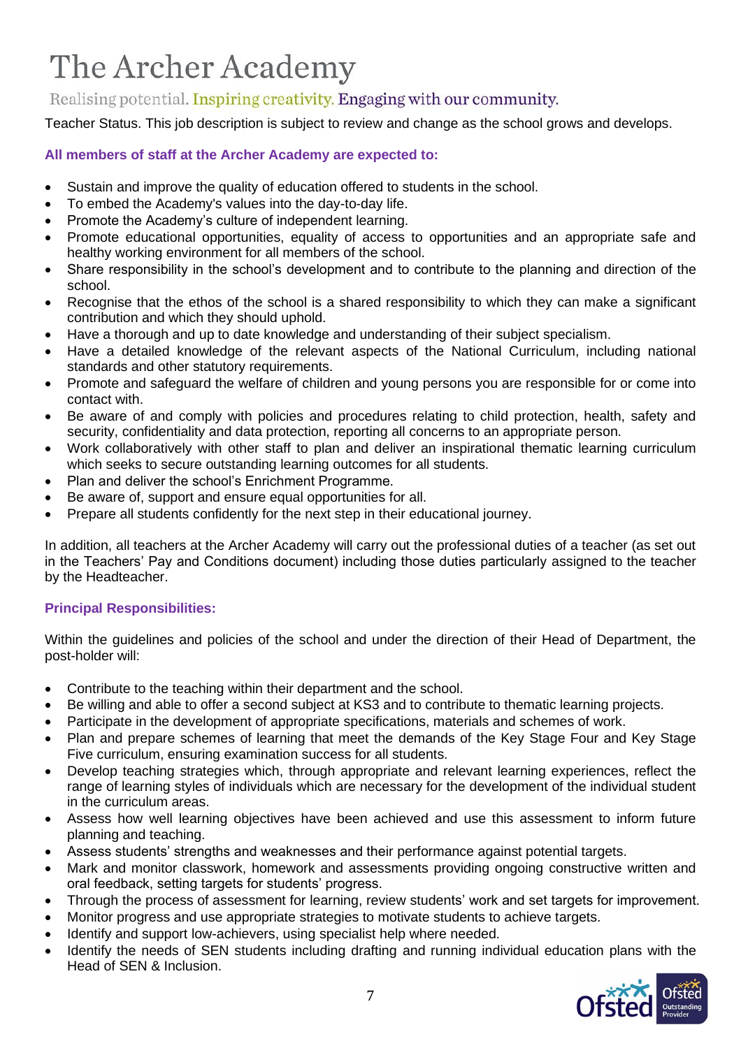Teacher Status. This job description is subject to review and change as the school grows and develops.

**All members of staff at the Archer Academy are expected to:**

- Sustain and improve the quality of education offered to students in the school.
- To embed the Academy's values into the day-to-day life.
- Promote the Academy's culture of independent learning.
- Promote educational opportunities, equality of access to opportunities and an appropriate safe and healthy working environment for all members of the school.
- Share responsibility in the school's development and to contribute to the planning and direction of the school.
- Recognise that the ethos of the school is a shared responsibility to which they can make a significant contribution and which they should uphold.
- Have a thorough and up to date knowledge and understanding of their subject specialism.
- Have a detailed knowledge of the relevant aspects of the National Curriculum, including national standards and other statutory requirements.
- Promote and safeguard the welfare of children and young persons you are responsible for or come into contact with.
- Be aware of and comply with policies and procedures relating to child protection, health, safety and security, confidentiality and data protection, reporting all concerns to an appropriate person.
- Work collaboratively with other staff to plan and deliver an inspirational thematic learning curriculum which seeks to secure outstanding learning outcomes for all students.
- Plan and deliver the school's Enrichment Programme.
- Be aware of, support and ensure equal opportunities for all.
- Prepare all students confidently for the next step in their educational journey.

In addition, all teachers at the Archer Academy will carry out the professional duties of a teacher (as set out in the Teachers' Pay and Conditions document) including those duties particularly assigned to the teacher by the Headteacher.

**Principal Responsibilities:**

Within the guidelines and policies of the school and under the direction of their Head of Department, the post-holder will:

- Contribute to the teaching within their department and the school.
- Be willing and able to offer a second subject at KS3 and to contribute to thematic learning projects.
- Participate in the development of appropriate specifications, materials and schemes of work.
- Plan and prepare schemes of learning that meet the demands of the Key Stage Four and Key Stage Five curriculum, ensuring examination success for all students.
- Develop teaching strategies which, through appropriate and relevant learning experiences, reflect the range of learning styles of individuals which are necessary for the development of the individual student in the curriculum areas.
- Assess how well learning objectives have been achieved and use this assessment to inform future planning and teaching.
- Assess students' strengths and weaknesses and their performance against potential targets.
- Mark and monitor classwork, homework and assessments providing ongoing constructive written and oral feedback, setting targets for students' progress.
- Through the process of assessment for learning, review students' work and set targets for improvement.
- Monitor progress and use appropriate strategies to motivate students to achieve targets.
- Identify and support low-achievers, using specialist help where needed.
- Identify the needs of SEN students including drafting and running individual education plans with the Head of SEN & Inclusion.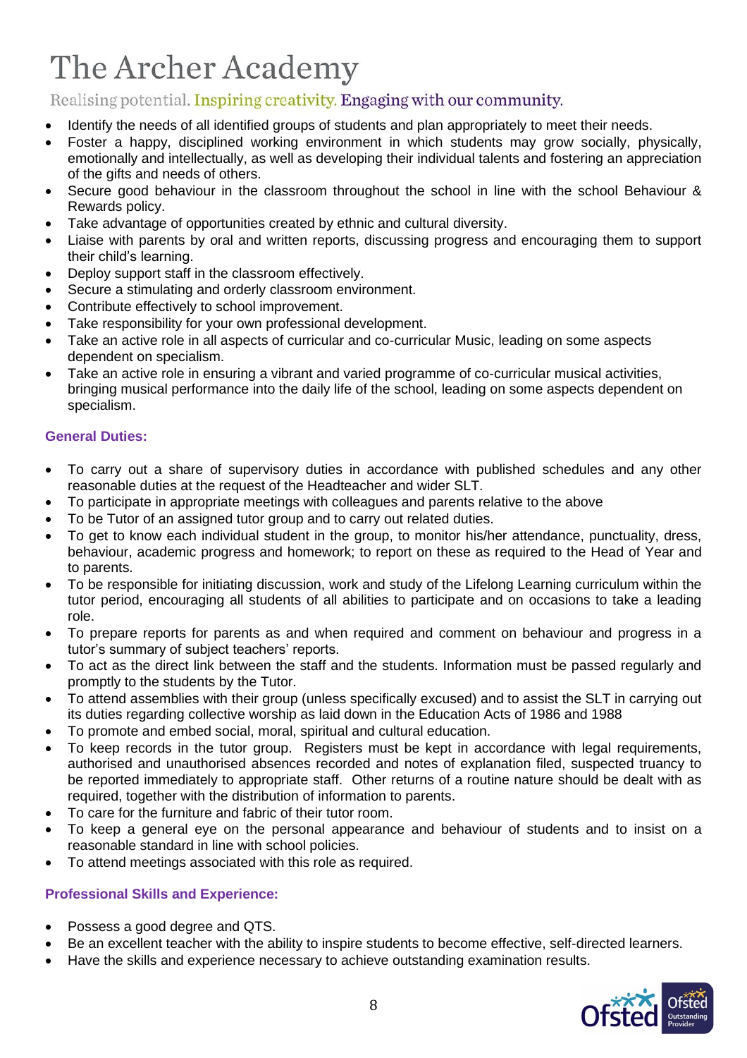- Identify the needs of all identified groups of students and plan appropriately to meet their needs.
- Foster a happy, disciplined working environment in which students may grow socially, physically, emotionally and intellectually, as well as developing their individual talents and fostering an appreciation of the gifts and needs of others.
- Secure good behaviour in the classroom throughout the school in line with the school Behaviour & Rewards policy.
- Take advantage of opportunities created by ethnic and cultural diversity.
- Liaise with parents by oral and written reports, discussing progress and encouraging them to support their child's learning.
- Deploy support staff in the classroom effectively.
- Secure a stimulating and orderly classroom environment.
- Contribute effectively to school improvement.
- Take responsibility for your own professional development.
- Take an active role in all aspects of curricular and co-curricular Music, leading on some aspects dependent on specialism.
- Take an active role in ensuring a vibrant and varied programme of co-curricular musical activities, bringing musical performance into the daily life of the school, leading on some aspects dependent on specialism.

### General Duties:

- To carry out a share of supervisory duties in accordance with published schedules and any other reasonable duties at the request of the Headteacher and wider SLT.
- To participate in appropriate meetings with colleagues and parents relative to the above
- To be Tutor of an assigned tutor group and to carry out related duties.
- To get to know each individual student in the group, to monitor his/her attendance, punctuality, dress, behaviour, academic progress and homework; to report on these as required to the Head of Year and to parents.
- To be responsible for initiating discussion, work and study of the Lifelong Learning curriculum within the tutor period, encouraging all students of all abilities to participate and on occasions to take a leading role.
- To prepare reports for parents as and when required and comment on behaviour and progress in a tutor's summary of subject teachers' reports.
- To act as the direct link between the staff and the students. Information must be passed regularly and promptly to the students by the Tutor.
- To attend assemblies with their group (unless specifically excused) and to assist the SLT in carrying out its duties regarding collective worship as laid down in the Education Acts of 1986 and 1988
- To promote and embed social, moral, spiritual and cultural education.
- To keep records in the tutor group. Registers must be kept in accordance with legal requirements, authorised and unauthorised absences recorded and notes of explanation filed, suspected truancy to be reported immediately to appropriate staff. Other returns of a routine nature should be dealt with as required, together with the distribution of information to parents.
- To care for the furniture and fabric of their tutor room.
- To keep a general eye on the personal appearance and behaviour of students and to insist on a reasonable standard in line with school policies.
- To attend meetings associated with this role as required.

### Professional Skills and Experience:

- Possess a good degree and QTS.
- Be an excellent teacher with the ability to inspire students to become effective, self-directed learners.
- Have the skills and experience necessary to achieve outstanding examination results.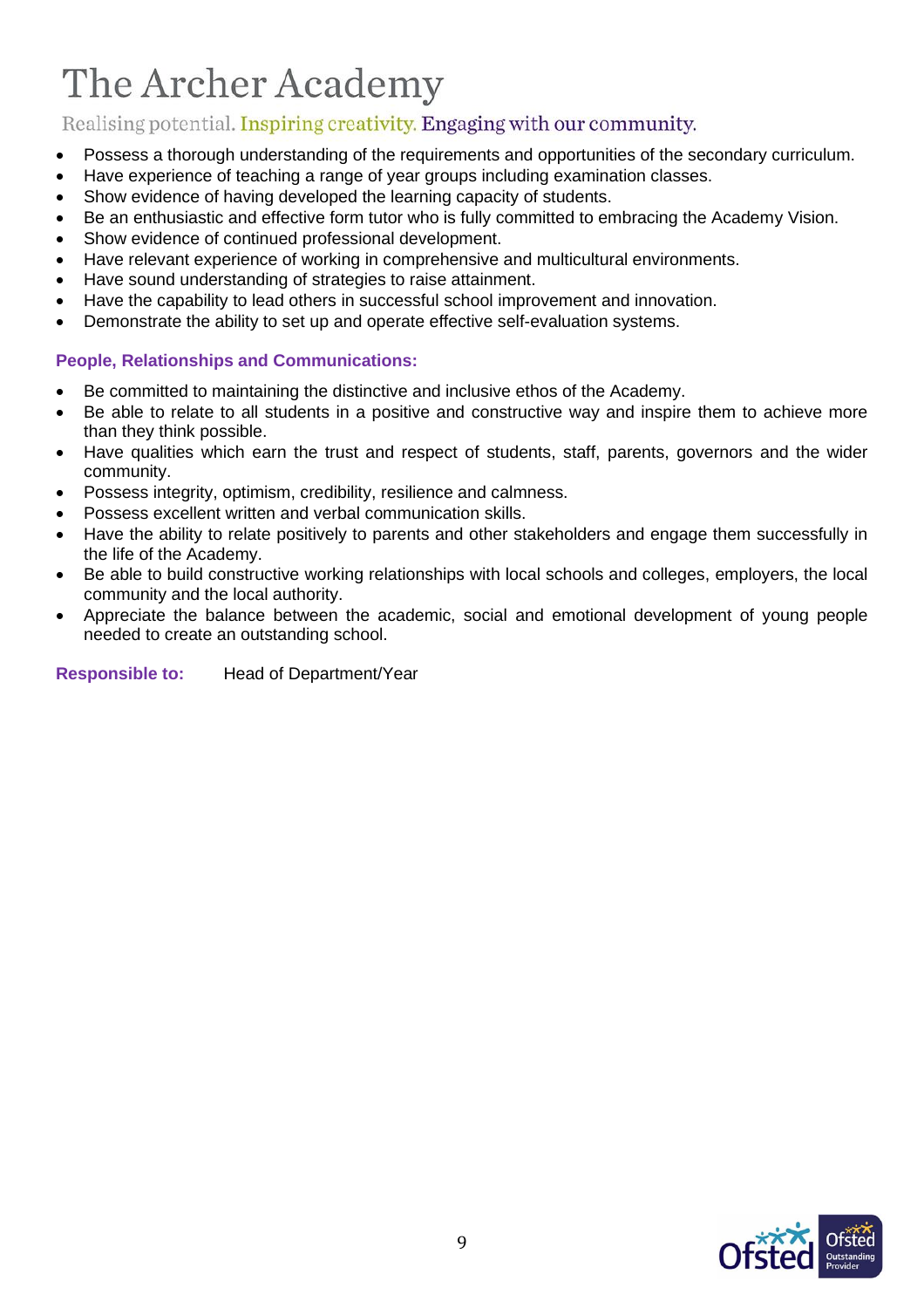- Possess a thorough understanding of the requirements and opportunities of the secondary curriculum.
- Have experience of teaching a range of year groups including examination classes.
- Show evidence of having developed the learning capacity of students.
- Be an enthusiastic and effective form tutor who is fully committed to embracing the Academy Vision.
- Show evidence of continued professional development.
- Have relevant experience of working in comprehensive and multicultural environments.
- Have sound understanding of strategies to raise attainment.
- Have the capability to lead others in successful school improvement and innovation.
- Demonstrate the ability to set up and operate effective self-evaluation systems.

**People, Relationships and Communications:**

- Be committed to maintaining the distinctive and inclusive ethos of the Academy.
- Be able to relate to all students in a positive and constructive way and inspire them to achieve more than they think possible.
- Have qualities which earn the trust and respect of students, staff, parents, governors and the wider community.
- Possess integrity, optimism, credibility, resilience and calmness.
- Possess excellent written and verbal communication skills.
- Have the ability to relate positively to parents and other stakeholders and engage them successfully in the life of the Academy.
- Be able to build constructive working relationships with local schools and colleges, employers, the local community and the local authority.
- Appreciate the balance between the academic, social and emotional development of young people needed to create an outstanding school.

**Responsible to:** Head of Department/Year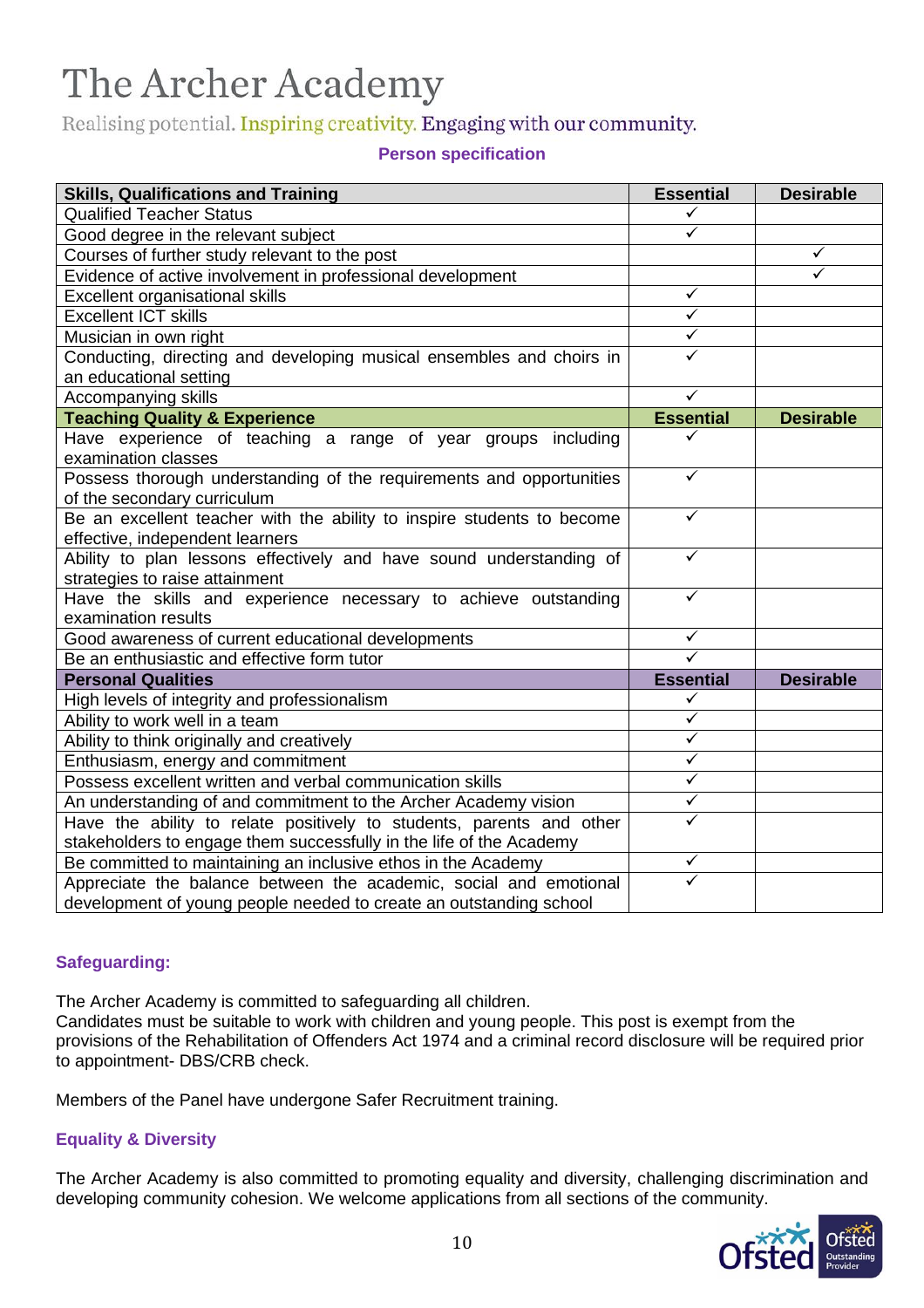# The Archer Academy

Realising potential. Inspiring creativity. Engaging with our community.

## Person specification

| Skills, Qualifications and Training | Essential | Desirable |
|---|---|---|
| Qualified Teacher Status | ✓ | |
| Good degree in the relevant subject | ✓ | |
| Courses of further study relevant to the post | | ✓ |
| Evidence of active involvement in professional development | | ✓ |
| Excellent organisational skills | ✓ | |
| Excellent ICT skills | ✓ | |
| Musician in own right | ✓ | |
| Conducting, directing and developing musical ensembles and choirs in an educational setting | ✓ | |
| Accompanying skills | ✓ | |
| **Teaching Quality & Experience** | **Essential** | **Desirable** |
| Have experience of teaching a range of year groups including examination classes | ✓ | |
| Possess thorough understanding of the requirements and opportunities of the secondary curriculum | ✓ | |
| Be an excellent teacher with the ability to inspire students to become effective, independent learners | ✓ | |
| Ability to plan lessons effectively and have sound understanding of strategies to raise attainment | ✓ | |
| Have the skills and experience necessary to achieve outstanding examination results | ✓ | |
| Good awareness of current educational developments | ✓ | |
| Be an enthusiastic and effective form tutor | ✓ | |
| **Personal Qualities** | **Essential** | **Desirable** |
| High levels of integrity and professionalism | ✓ | |
| Ability to work well in a team | ✓ | |
| Ability to think originally and creatively | ✓ | |
| Enthusiasm, energy and commitment | ✓ | |
| Possess excellent written and verbal communication skills | ✓ | |
| An understanding of and commitment to the Archer Academy vision | ✓ | |
| Have the ability to relate positively to students, parents and other stakeholders to engage them successfully in the life of the Academy | ✓ | |
| Be committed to maintaining an inclusive ethos in the Academy | ✓ | |
| Appreciate the balance between the academic, social and emotional development of young people needed to create an outstanding school | ✓ | |

### Safeguarding:

The Archer Academy is committed to safeguarding all children.
Candidates must be suitable to work with children and young people. This post is exempt from the provisions of the Rehabilitation of Offenders Act 1974 and a criminal record disclosure will be required prior to appointment- DBS/CRB check.

Members of the Panel have undergone Safer Recruitment training.

### Equality & Diversity

The Archer Academy is also committed to promoting equality and diversity, challenging discrimination and developing community cohesion. We welcome applications from all sections of the community.

Ofsted Outstanding Provider